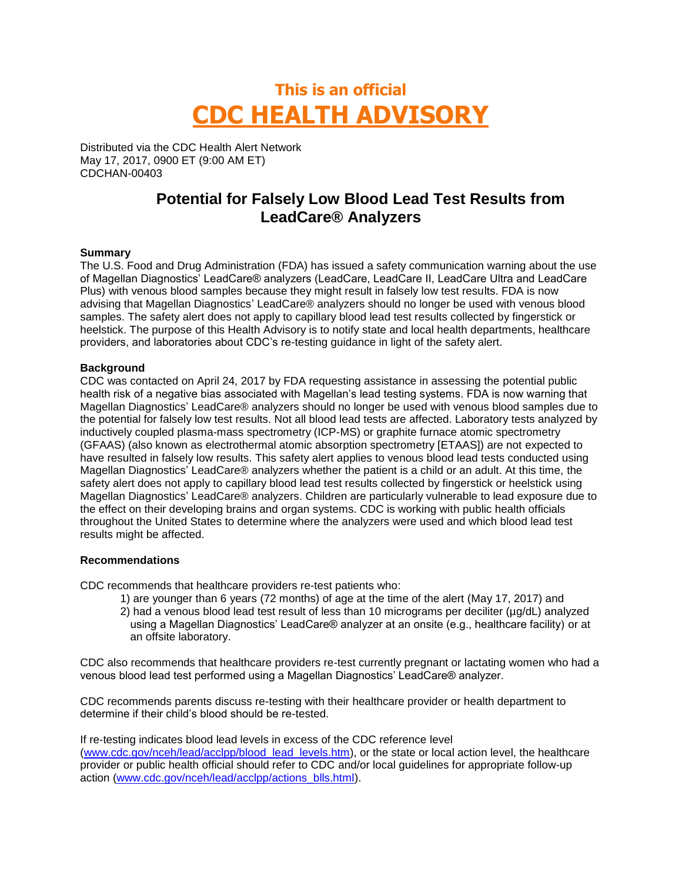# This is an official

# CDC HEALTH ADVISORY

Distributed via the CDC Health Alert Network
May 17, 2017, 0900 ET (9:00 AM ET)
CDCHAN-00403

## Potential for Falsely Low Blood Lead Test Results from LeadCare® Analyzers

**Summary**
The U.S. Food and Drug Administration (FDA) has issued a safety communication warning about the use of Magellan Diagnostics' LeadCare® analyzers (LeadCare, LeadCare II, LeadCare Ultra and LeadCare Plus) with venous blood samples because they might result in falsely low test results. FDA is now advising that Magellan Diagnostics' LeadCare® analyzers should no longer be used with venous blood samples. The safety alert does not apply to capillary blood lead test results collected by fingerstick or heelstick. The purpose of this Health Advisory is to notify state and local health departments, healthcare providers, and laboratories about CDC's re-testing guidance in light of the safety alert.

**Background**
CDC was contacted on April 24, 2017 by FDA requesting assistance in assessing the potential public health risk of a negative bias associated with Magellan's lead testing systems. FDA is now warning that Magellan Diagnostics' LeadCare® analyzers should no longer be used with venous blood samples due to the potential for falsely low test results. Not all blood lead tests are affected. Laboratory tests analyzed by inductively coupled plasma-mass spectrometry (ICP-MS) or graphite furnace atomic spectrometry (GFAAS) (also known as electrothermal atomic absorption spectrometry [ETAAS]) are not expected to have resulted in falsely low results. This safety alert applies to venous blood lead tests conducted using Magellan Diagnostics' LeadCare® analyzers whether the patient is a child or an adult. At this time, the safety alert does not apply to capillary blood lead test results collected by fingerstick or heelstick using Magellan Diagnostics' LeadCare® analyzers. Children are particularly vulnerable to lead exposure due to the effect on their developing brains and organ systems. CDC is working with public health officials throughout the United States to determine where the analyzers were used and which blood lead test results might be affected.

**Recommendations**

CDC recommends that healthcare providers re-test patients who:

1) are younger than 6 years (72 months) of age at the time of the alert (May 17, 2017) and
2) had a venous blood lead test result of less than 10 micrograms per deciliter (µg/dL) analyzed using a Magellan Diagnostics' LeadCare® analyzer at an onsite (e.g., healthcare facility) or at an offsite laboratory.

CDC also recommends that healthcare providers re-test currently pregnant or lactating women who had a venous blood lead test performed using a Magellan Diagnostics' LeadCare® analyzer.

CDC recommends parents discuss re-testing with their healthcare provider or health department to determine if their child's blood should be re-tested.

If re-testing indicates blood lead levels in excess of the CDC reference level ([www.cdc.gov/nceh/lead/acclpp/blood_lead_levels.htm](www.cdc.gov/nceh/lead/acclpp/blood_lead_levels.htm)), or the state or local action level, the healthcare provider or public health official should refer to CDC and/or local guidelines for appropriate follow-up action ([www.cdc.gov/nceh/lead/acclpp/actions_blls.html](www.cdc.gov/nceh/lead/acclpp/actions_blls.html)).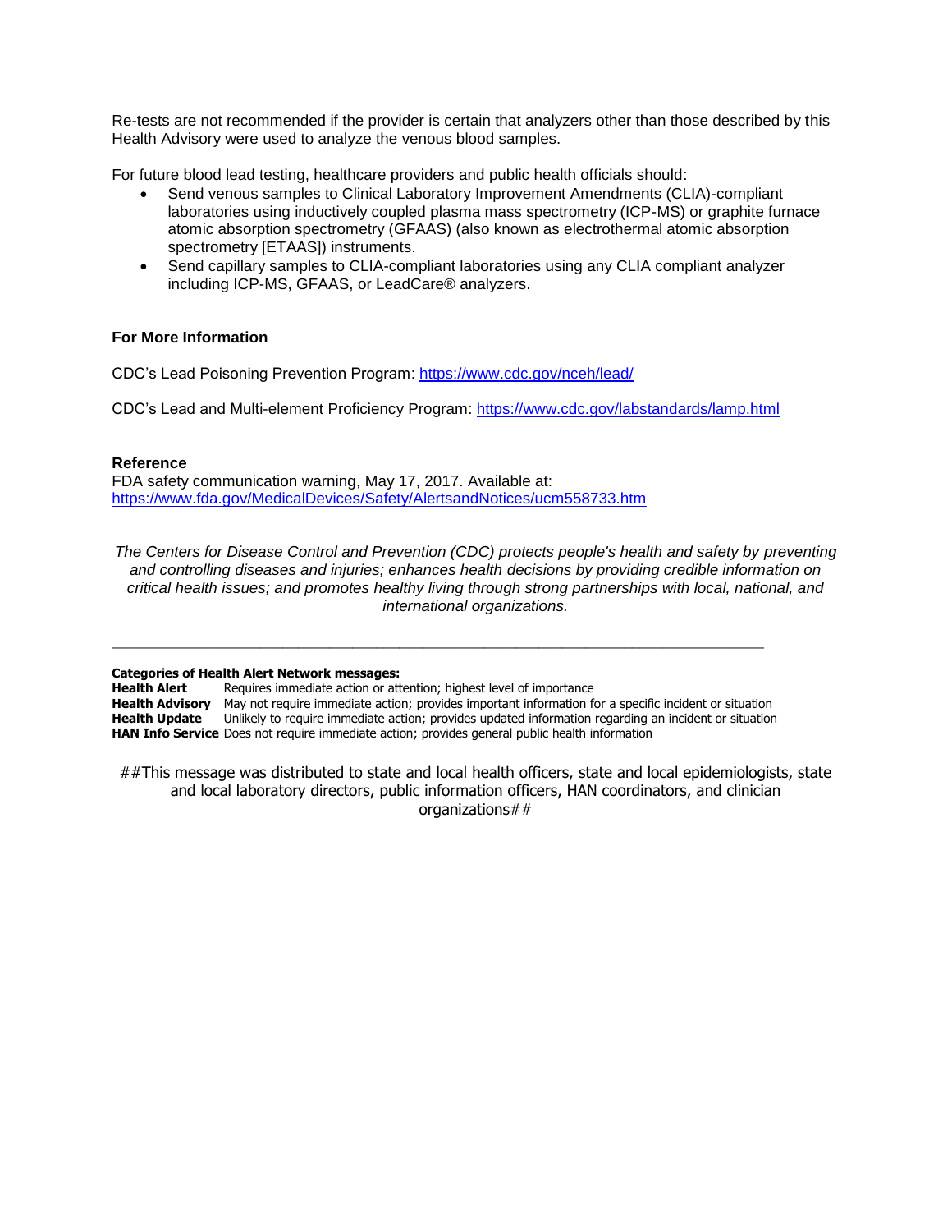Re-tests are not recommended if the provider is certain that analyzers other than those described by this Health Advisory were used to analyze the venous blood samples.

For future blood lead testing, healthcare providers and public health officials should:

- Send venous samples to Clinical Laboratory Improvement Amendments (CLIA)-compliant laboratories using inductively coupled plasma mass spectrometry (ICP-MS) or graphite furnace atomic absorption spectrometry (GFAAS) (also known as electrothermal atomic absorption spectrometry [ETAAS]) instruments.
- Send capillary samples to CLIA-compliant laboratories using any CLIA compliant analyzer including ICP-MS, GFAAS, or LeadCare® analyzers.

**For More Information**

CDC's Lead Poisoning Prevention Program: https://www.cdc.gov/nceh/lead/

CDC's Lead and Multi-element Proficiency Program: https://www.cdc.gov/labstandards/lamp.html

**Reference**

FDA safety communication warning, May 17, 2017. Available at: https://www.fda.gov/MedicalDevices/Safety/AlertsandNotices/ucm558733.htm

*The Centers for Disease Control and Prevention (CDC) protects people's health and safety by preventing and controlling diseases and injuries; enhances health decisions by providing credible information on critical health issues; and promotes healthy living through strong partnerships with local, national, and international organizations.*

---

**Categories of Health Alert Network messages:**

**Health Alert** Requires immediate action or attention; highest level of importance

**Health Advisory** May not require immediate action; provides important information for a specific incident or situation

**Health Update** Unlikely to require immediate action; provides updated information regarding an incident or situation

**HAN Info Service** Does not require immediate action; provides general public health information

##This message was distributed to state and local health officers, state and local epidemiologists, state and local laboratory directors, public information officers, HAN coordinators, and clinician organizations##